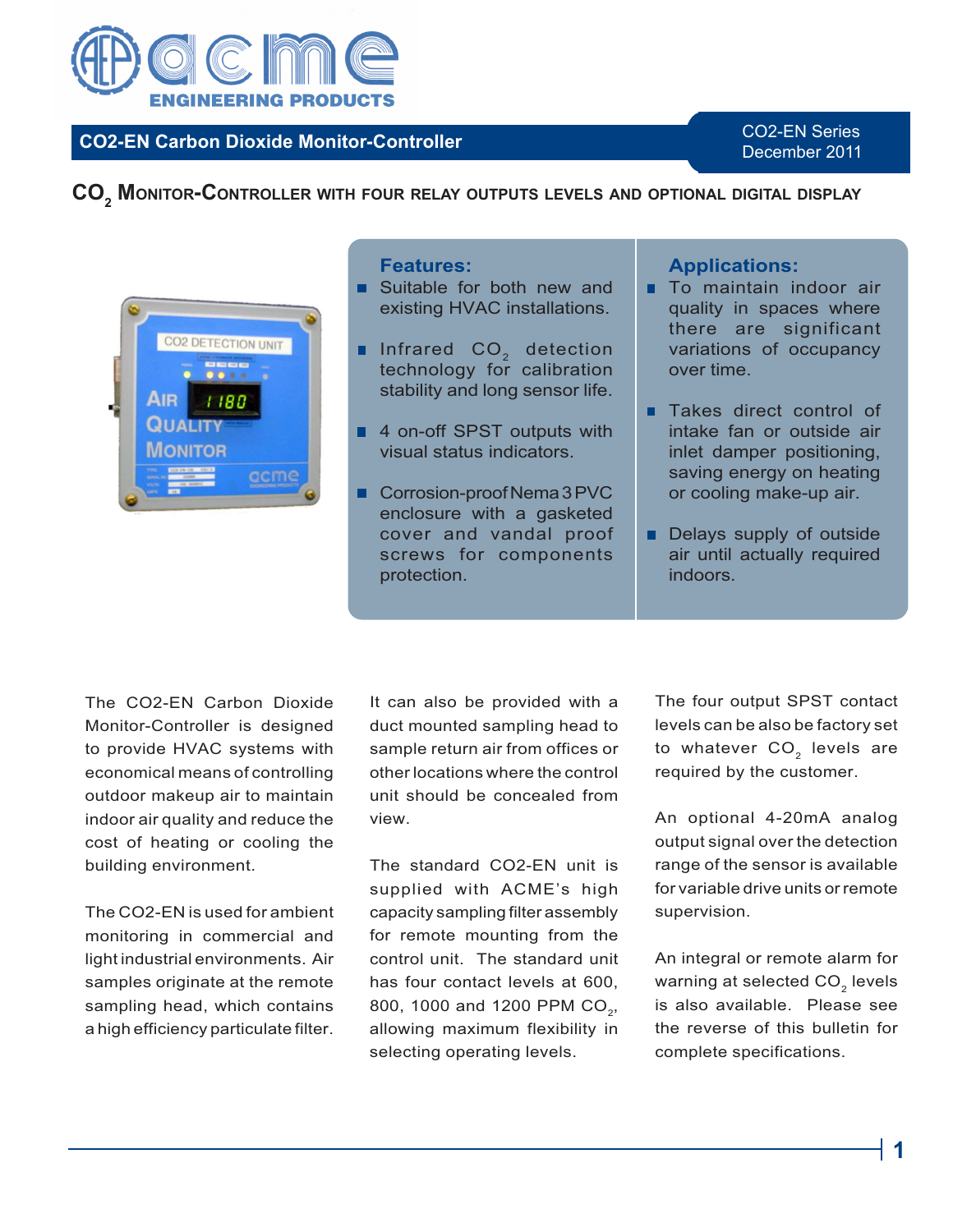# acme ENGINEERING PRODUCTS

## CO2-EN Carbon Dioxide Monitor-Controller

CO2-EN Series
December 2011

### $CO_2$ Monitor-Controller with Four Relay Outputs Levels and Optional Digital Display

**Features:**

- Suitable for both new and existing HVAC installations.
- Infrared $CO_2$ detection technology for calibration stability and long sensor life.
- 4 on-off SPST outputs with visual status indicators.
- Corrosion-proof Nema 3 PVC enclosure with a gasketed cover and vandal proof screws for components protection.

**Applications:**

- To maintain indoor air quality in spaces where there are significant variations of occupancy over time.
- Takes direct control of intake fan or outside air inlet damper positioning, saving energy on heating or cooling make-up air.
- Delays supply of outside air until actually required indoors.

The CO2-EN Carbon Dioxide Monitor-Controller is designed to provide HVAC systems with economical means of controlling outdoor makeup air to maintain indoor air quality and reduce the cost of heating or cooling the building environment.

The CO2-EN is used for ambient monitoring in commercial and light industrial environments. Air samples originate at the remote sampling head, which contains a high efficiency particulate filter.

It can also be provided with a duct mounted sampling head to sample return air from offices or other locations where the control unit should be concealed from view.

The standard CO2-EN unit is supplied with ACME's high capacity sampling filter assembly for remote mounting from the control unit. The standard unit has four contact levels at 600, 800, 1000 and 1200 PPM $CO_2$, allowing maximum flexibility in selecting operating levels.

The four output SPST contact levels can be also be factory set to whatever $CO_2$ levels are required by the customer.

An optional 4-20mA analog output signal over the detection range of the sensor is available for variable drive units or remote supervision.

An integral or remote alarm for warning at selected $CO_2$ levels is also available. Please see the reverse of this bulletin for complete specifications.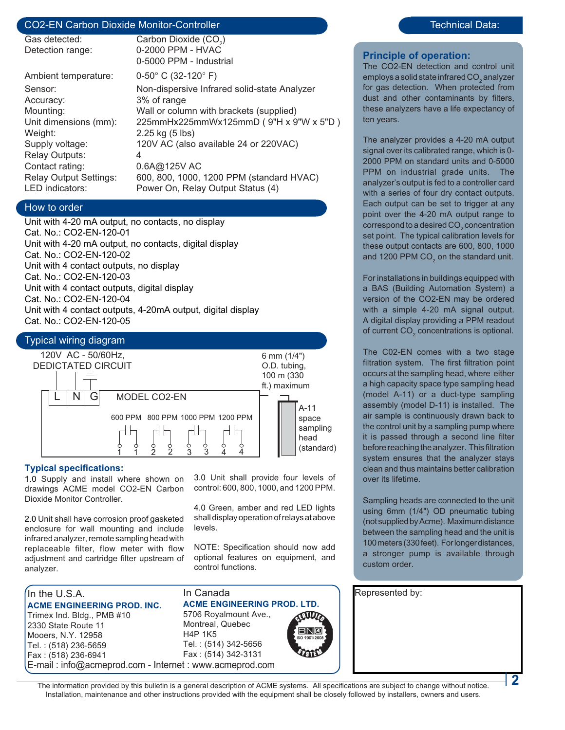## CO2-EN Carbon Dioxide Monitor-Controller

| | |
|---|---|
| Gas detected: | Carbon Dioxide ($CO_2$) |
| Detection range: | 0-2000 PPM - HVAC<br>0-5000 PPM - Industrial |
| Ambient temperature: | 0-50° C (32-120° F) |
| Sensor: | Non-dispersive Infrared solid-state Analyzer |
| Accuracy: | 3% of range |
| Mounting: | Wall or column with brackets (supplied) |
| Unit dimensions (mm): | 225mmHx225mmWx125mmD ( 9"H x 9"W x 5"D ) |
| Weight: | 2.25 kg (5 lbs) |
| Supply voltage: | 120V AC (also available 24 or 220VAC) |
| Relay Outputs: | 4 |
| Contact rating: | 0.6A@125V AC |
| Relay Output Settings: | 600, 800, 1000, 1200 PPM (standard HVAC) |
| LED indicators: | Power On, Relay Output Status (4) |

## How to order

Unit with 4-20 mA output, no contacts, no display
Cat. No.: CO2-EN-120-01
Unit with 4-20 mA output, no contacts, digital display
Cat. No.: CO2-EN-120-02
Unit with 4 contact outputs, no display
Cat. No.: CO2-EN-120-03
Unit with 4 contact outputs, digital display
Cat. No.: CO2-EN-120-04
Unit with 4 contact outputs, 4-20mA output, digital display
Cat. No.: CO2-EN-120-05

## Typical wiring diagram

120V AC - 50/60Hz,
DEDICTATED CIRCUIT

L N G

MODEL CO2-EN

600 PPM 800 PPM 1000 PPM 1200 PPM

1 1 2 2 3 3 4 4

6 mm (1/4") O.D. tubing, 100 m (330 ft.) maximum

A-11 space sampling head (standard)

### Typical specifications:

1.0 Supply and install where shown on drawings ACME model CO2-EN Carbon Dioxide Monitor Controller.

2.0 Unit shall have corrosion proof gasketed enclosure for wall mounting and include infrared analyzer, remote sampling head with replaceable filter, flow meter with flow adjustment and cartridge filter upstream of analyzer.

3.0 Unit shall provide four levels of control: 600, 800, 1000, and 1200 PPM.

4.0 Green, amber and red LED lights shall display operation of relays at above levels.

NOTE: Specification should now add optional features on equipment, and control functions.

In the U.S.A.
**ACME ENGINEERING PROD. INC.**
Trimex Ind. Bldg., PMB #10
2330 State Route 11
Mooers, N.Y. 12958
Tel. : (518) 236-5659
Fax : (518) 236-6941

In Canada
**ACME ENGINEERING PROD. LTD.**
5706 Royalmount Ave.,
Montreal, Quebec
H4P 1K5
Tel. : (514) 342-5656
Fax : (514) 342-3131

E-mail : info@acmeprod.com - Internet : www.acmeprod.com

## Technical Data:

### Principle of operation:

The CO2-EN detection and control unit employs a solid state infrared $CO_2$ analyzer for gas detection. When protected from dust and other contaminants by filters, these analyzers have a life expectancy of ten years.

The analyzer provides a 4-20 mA output signal over its calibrated range, which is 0-2000 PPM on standard units and 0-5000 PPM on industrial grade units. The analyzer's output is fed to a controller card with a series of four dry contact outputs. Each output can be set to trigger at any point over the 4-20 mA output range to correspond to a desired $CO_2$ concentration set point. The typical calibration levels for these output contacts are 600, 800, 1000 and 1200 PPM $CO_2$ on the standard unit.

For installations in buildings equipped with a BAS (Building Automation System) a version of the CO2-EN may be ordered with a simple 4-20 mA signal output. A digital display providing a PPM readout of current $CO_2$ concentrations is optional.

The C02-EN comes with a two stage filtration system. The first filtration point occurs at the sampling head, where either a high capacity space type sampling head (model A-11) or a duct-type sampling assembly (model D-11) is installed. The air sample is continuously drawn back to the control unit by a sampling pump where it is passed through a second line filter before reaching the analyzer. This filtration system ensures that the analyzer stays clean and thus maintains better calibration over its lifetime.

Sampling heads are connected to the unit using 6mm (1/4") OD pneumatic tubing (not supplied by Acme). Maximum distance between the sampling head and the unit is 100 meters (330 feet). For longer distances, a stronger pump is available through custom order.

Represented by:

The information provided by this bulletin is a general description of ACME systems. All specifications are subject to change without notice. Installation, maintenance and other instructions provided with the equipment shall be closely followed by installers, owners and users.